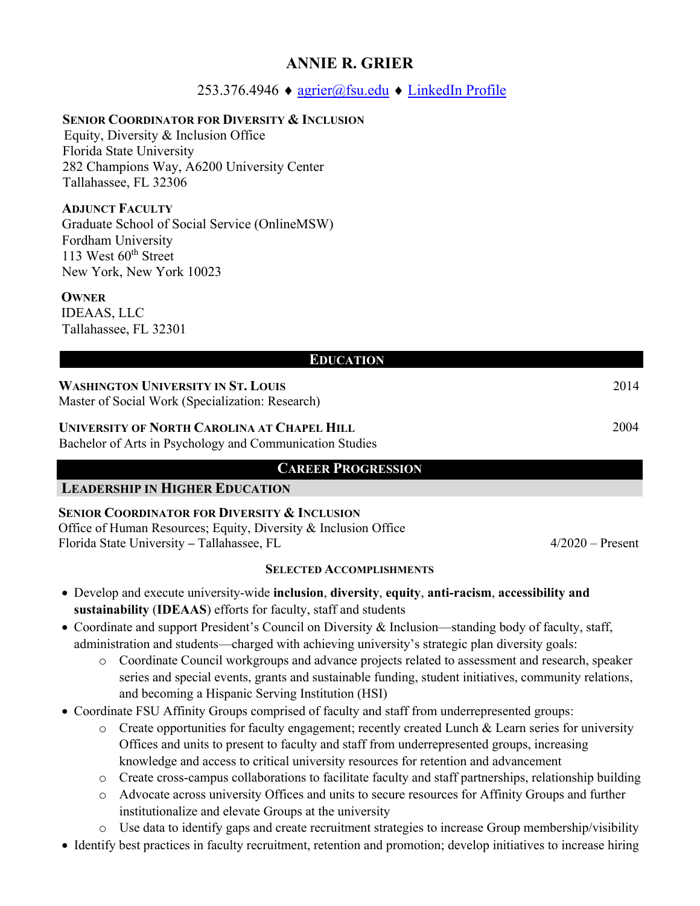# ANNIE R. GRIER

253.376.4946 ♦ agrier@fsu.edu ♦ LinkedIn Profile

**SENIOR COORDINATOR FOR DIVERSITY & INCLUSION**
Equity, Diversity & Inclusion Office
Florida State University
282 Champions Way, A6200 University Center
Tallahassee, FL 32306

**ADJUNCT FACULTY**
Graduate School of Social Service (OnlineMSW)
Fordham University
113 West 60th Street
New York, New York 10023

**OWNER**
IDEAAS, LLC
Tallahassee, FL 32301

## EDUCATION

**WASHINGTON UNIVERSITY IN ST. LOUIS** — 2014
Master of Social Work (Specialization: Research)

**UNIVERSITY OF NORTH CAROLINA AT CHAPEL HILL** — 2004
Bachelor of Arts in Psychology and Communication Studies

## CAREER PROGRESSION

### LEADERSHIP IN HIGHER EDUCATION

**SENIOR COORDINATOR FOR DIVERSITY & INCLUSION**
Office of Human Resources; Equity, Diversity & Inclusion Office
Florida State University – Tallahassee, FL — 4/2020 – Present

**SELECTED ACCOMPLISHMENTS**

- Develop and execute university-wide **inclusion**, **diversity**, **equity**, **anti-racism**, **accessibility and sustainability** (**IDEAAS**) efforts for faculty, staff and students
- Coordinate and support President's Council on Diversity & Inclusion—standing body of faculty, staff, administration and students—charged with achieving university's strategic plan diversity goals:
  - Coordinate Council workgroups and advance projects related to assessment and research, speaker series and special events, grants and sustainable funding, student initiatives, community relations, and becoming a Hispanic Serving Institution (HSI)
- Coordinate FSU Affinity Groups comprised of faculty and staff from underrepresented groups:
  - Create opportunities for faculty engagement; recently created Lunch & Learn series for university Offices and units to present to faculty and staff from underrepresented groups, increasing knowledge and access to critical university resources for retention and advancement
  - Create cross-campus collaborations to facilitate faculty and staff partnerships, relationship building
  - Advocate across university Offices and units to secure resources for Affinity Groups and further institutionalize and elevate Groups at the university
  - Use data to identify gaps and create recruitment strategies to increase Group membership/visibility
- Identify best practices in faculty recruitment, retention and promotion; develop initiatives to increase hiring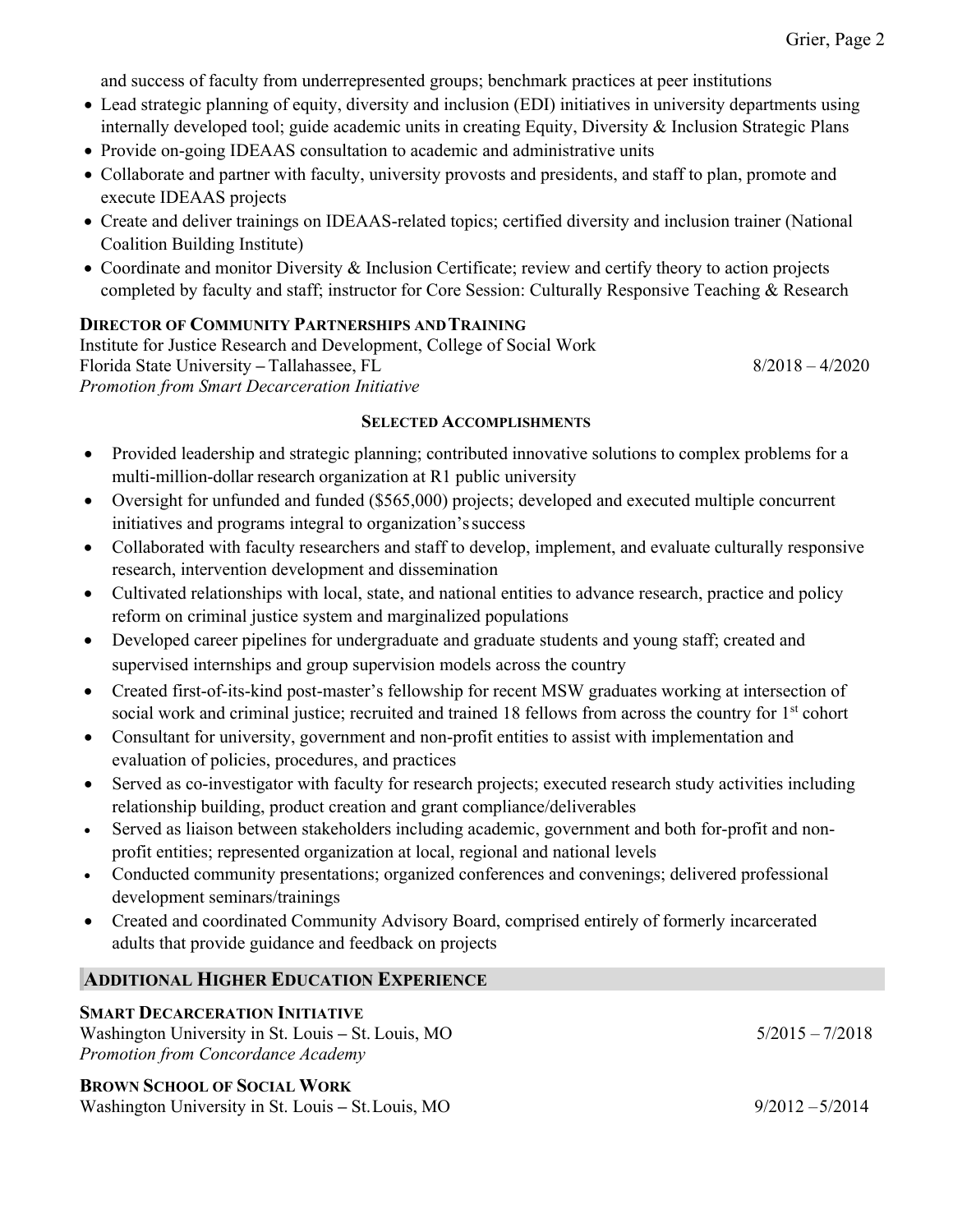and success of faculty from underrepresented groups; benchmark practices at peer institutions

- Lead strategic planning of equity, diversity and inclusion (EDI) initiatives in university departments using internally developed tool; guide academic units in creating Equity, Diversity & Inclusion Strategic Plans
- Provide on-going IDEAAS consultation to academic and administrative units
- Collaborate and partner with faculty, university provosts and presidents, and staff to plan, promote and execute IDEAAS projects
- Create and deliver trainings on IDEAAS-related topics; certified diversity and inclusion trainer (National Coalition Building Institute)
- Coordinate and monitor Diversity & Inclusion Certificate; review and certify theory to action projects completed by faculty and staff; instructor for Core Session: Culturally Responsive Teaching & Research

**DIRECTOR OF COMMUNITY PARTNERSHIPS AND TRAINING**
Institute for Justice Research and Development, College of Social Work
Florida State University – Tallahassee, FL 8/2018 – 4/2020
*Promotion from Smart Decarceration Initiative*

**SELECTED ACCOMPLISHMENTS**

- Provided leadership and strategic planning; contributed innovative solutions to complex problems for a multi-million-dollar research organization at R1 public university
- Oversight for unfunded and funded ($565,000) projects; developed and executed multiple concurrent initiatives and programs integral to organization's success
- Collaborated with faculty researchers and staff to develop, implement, and evaluate culturally responsive research, intervention development and dissemination
- Cultivated relationships with local, state, and national entities to advance research, practice and policy reform on criminal justice system and marginalized populations
- Developed career pipelines for undergraduate and graduate students and young staff; created and supervised internships and group supervision models across the country
- Created first-of-its-kind post-master's fellowship for recent MSW graduates working at intersection of social work and criminal justice; recruited and trained 18 fellows from across the country for 1st cohort
- Consultant for university, government and non-profit entities to assist with implementation and evaluation of policies, procedures, and practices
- Served as co-investigator with faculty for research projects; executed research study activities including relationship building, product creation and grant compliance/deliverables
- Served as liaison between stakeholders including academic, government and both for-profit and non-profit entities; represented organization at local, regional and national levels
- Conducted community presentations; organized conferences and convenings; delivered professional development seminars/trainings
- Created and coordinated Community Advisory Board, comprised entirely of formerly incarcerated adults that provide guidance and feedback on projects

## ADDITIONAL HIGHER EDUCATION EXPERIENCE

**SMART DECARCERATION INITIATIVE**
Washington University in St. Louis – St. Louis, MO 5/2015 – 7/2018
*Promotion from Concordance Academy*

**BROWN SCHOOL OF SOCIAL WORK**
Washington University in St. Louis – St. Louis, MO 9/2012 – 5/2014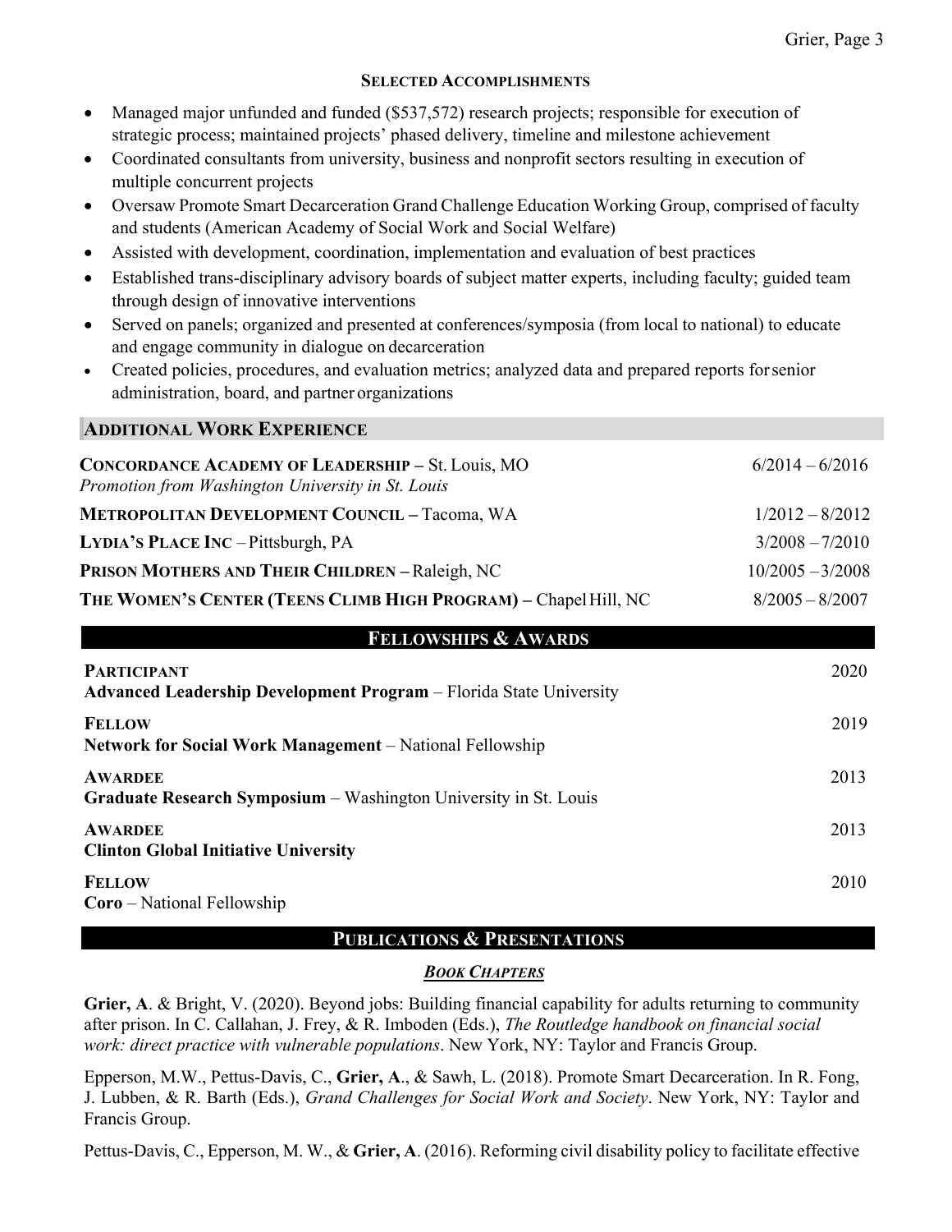### Selected Accomplishments

- Managed major unfunded and funded ($537,572) research projects; responsible for execution of strategic process; maintained projects' phased delivery, timeline and milestone achievement
- Coordinated consultants from university, business and nonprofit sectors resulting in execution of multiple concurrent projects
- Oversaw Promote Smart Decarceration Grand Challenge Education Working Group, comprised of faculty and students (American Academy of Social Work and Social Welfare)
- Assisted with development, coordination, implementation and evaluation of best practices
- Established trans-disciplinary advisory boards of subject matter experts, including faculty; guided team through design of innovative interventions
- Served on panels; organized and presented at conferences/symposia (from local to national) to educate and engage community in dialogue on decarceration
- Created policies, procedures, and evaluation metrics; analyzed data and prepared reports for senior administration, board, and partner organizations

## Additional Work Experience

**Concordance Academy of Leadership** – St. Louis, MO — 6/2014 – 6/2016
*Promotion from Washington University in St. Louis*

**Metropolitan Development Council** – Tacoma, WA — 1/2012 – 8/2012

**Lydia's Place Inc** – Pittsburgh, PA — 3/2008 – 7/2010

**Prison Mothers and Their Children** – Raleigh, NC — 10/2005 – 3/2008

**The Women's Center (Teens Climb High Program)** – Chapel Hill, NC — 8/2005 – 8/2007

## Fellowships & Awards

**Participant** — 2020
**Advanced Leadership Development Program** – Florida State University

**Fellow** — 2019
**Network for Social Work Management** – National Fellowship

**Awardee** — 2013
**Graduate Research Symposium** – Washington University in St. Louis

**Awardee** — 2013
**Clinton Global Initiative University**

**Fellow** — 2010
**Coro** – National Fellowship

## Publications & Presentations

### *Book Chapters*

**Grier, A**. & Bright, V. (2020). Beyond jobs: Building financial capability for adults returning to community after prison. In C. Callahan, J. Frey, & R. Imboden (Eds.), *The Routledge handbook on financial social work: direct practice with vulnerable populations*. New York, NY: Taylor and Francis Group.

Epperson, M.W., Pettus-Davis, C., **Grier, A**., & Sawh, L. (2018). Promote Smart Decarceration. In R. Fong, J. Lubben, & R. Barth (Eds.), *Grand Challenges for Social Work and Society*. New York, NY: Taylor and Francis Group.

Pettus-Davis, C., Epperson, M. W., & **Grier, A**. (2016). Reforming civil disability policy to facilitate effective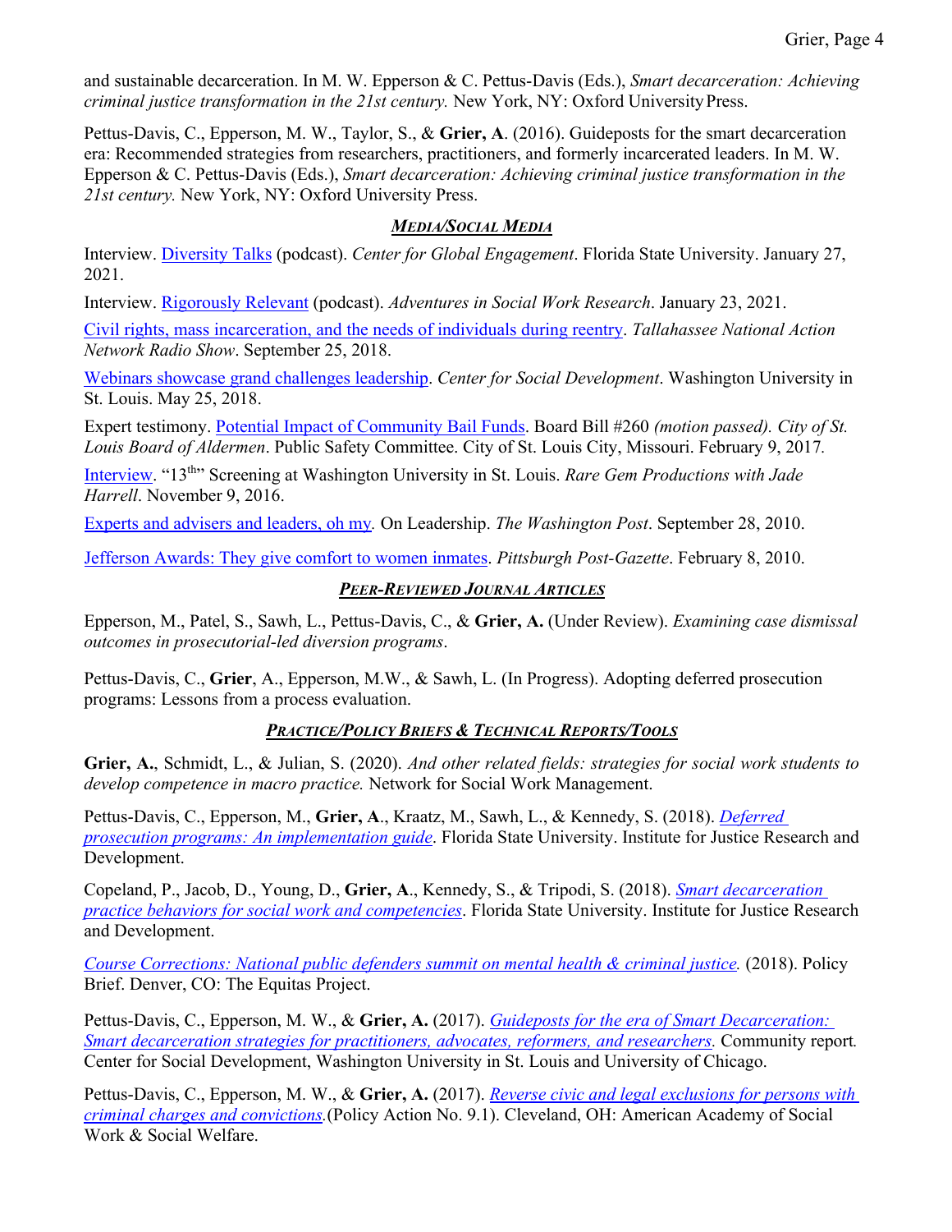and sustainable decarceration. In M. W. Epperson & C. Pettus-Davis (Eds.), *Smart decarceration: Achieving criminal justice transformation in the 21st century.* New York, NY: Oxford University Press.

Pettus-Davis, C., Epperson, M. W., Taylor, S., & **Grier, A**. (2016). Guideposts for the smart decarceration era: Recommended strategies from researchers, practitioners, and formerly incarcerated leaders. In M. W. Epperson & C. Pettus-Davis (Eds.), *Smart decarceration: Achieving criminal justice transformation in the 21st century.* New York, NY: Oxford University Press.

### *MEDIA/SOCIAL MEDIA*

Interview. Diversity Talks (podcast). *Center for Global Engagement*. Florida State University. January 27, 2021.

Interview. Rigorously Relevant (podcast). *Adventures in Social Work Research*. January 23, 2021.

Civil rights, mass incarceration, and the needs of individuals during reentry. *Tallahassee National Action Network Radio Show*. September 25, 2018.

Webinars showcase grand challenges leadership. *Center for Social Development*. Washington University in St. Louis. May 25, 2018.

Expert testimony. Potential Impact of Community Bail Funds. Board Bill #260 *(motion passed). City of St. Louis Board of Aldermen*. Public Safety Committee. City of St. Louis City, Missouri. February 9, 2017.

Interview. "13th" Screening at Washington University in St. Louis. *Rare Gem Productions with Jade Harrell*. November 9, 2016.

Experts and advisers and leaders, oh my. On Leadership. *The Washington Post*. September 28, 2010.

Jefferson Awards: They give comfort to women inmates. *Pittsburgh Post-Gazette*. February 8, 2010.

### *PEER-REVIEWED JOURNAL ARTICLES*

Epperson, M., Patel, S., Sawh, L., Pettus-Davis, C., & **Grier, A.** (Under Review). *Examining case dismissal outcomes in prosecutorial-led diversion programs*.

Pettus-Davis, C., **Grier**, A., Epperson, M.W., & Sawh, L. (In Progress). Adopting deferred prosecution programs: Lessons from a process evaluation.

### *PRACTICE/POLICY BRIEFS & TECHNICAL REPORTS/TOOLS*

**Grier, A.**, Schmidt, L., & Julian, S. (2020). *And other related fields: strategies for social work students to develop competence in macro practice.* Network for Social Work Management.

Pettus-Davis, C., Epperson, M., **Grier, A**., Kraatz, M., Sawh, L., & Kennedy, S. (2018). *Deferred prosecution programs: An implementation guide*. Florida State University. Institute for Justice Research and Development.

Copeland, P., Jacob, D., Young, D., **Grier, A**., Kennedy, S., & Tripodi, S. (2018). *Smart decarceration practice behaviors for social work and competencies*. Florida State University. Institute for Justice Research and Development.

*Course Corrections: National public defenders summit on mental health & criminal justice.* (2018). Policy Brief. Denver, CO: The Equitas Project.

Pettus-Davis, C., Epperson, M. W., & **Grier, A.** (2017). *Guideposts for the era of Smart Decarceration: Smart decarceration strategies for practitioners, advocates, reformers, and researchers.* Community report*.* Center for Social Development, Washington University in St. Louis and University of Chicago.

Pettus-Davis, C., Epperson, M. W., & **Grier, A.** (2017). *Reverse civic and legal exclusions for persons with criminal charges and convictions*.(Policy Action No. 9.1). Cleveland, OH: American Academy of Social Work & Social Welfare.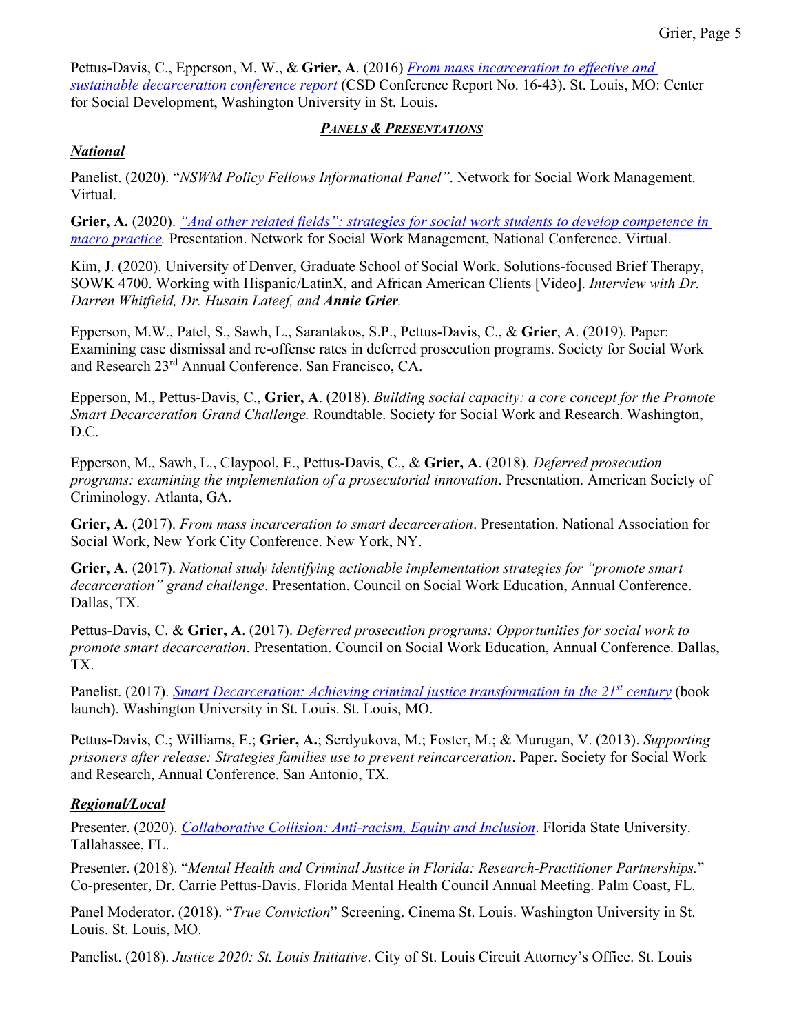Pettus-Davis, C., Epperson, M. W., & **Grier, A**. (2016) *From mass incarceration to effective and sustainable decarceration conference report* (CSD Conference Report No. 16-43). St. Louis, MO: Center for Social Development, Washington University in St. Louis.

## *Panels & Presentations*

### *National*

Panelist. (2020). "*NSWM Policy Fellows Informational Panel*". Network for Social Work Management. Virtual.

**Grier, A.** (2020). *"And other related fields": strategies for social work students to develop competence in macro practice.* Presentation. Network for Social Work Management, National Conference. Virtual.

Kim, J. (2020). University of Denver, Graduate School of Social Work. Solutions-focused Brief Therapy, SOWK 4700. Working with Hispanic/LatinX, and African American Clients [Video]. *Interview with Dr. Darren Whitfield, Dr. Husain Lateef, and **Annie Grier**.*

Epperson, M.W., Patel, S., Sawh, L., Sarantakos, S.P., Pettus-Davis, C., & **Grier**, A. (2019). Paper: Examining case dismissal and re-offense rates in deferred prosecution programs. Society for Social Work and Research 23rd Annual Conference. San Francisco, CA.

Epperson, M., Pettus-Davis, C., **Grier, A**. (2018). *Building social capacity: a core concept for the Promote Smart Decarceration Grand Challenge.* Roundtable. Society for Social Work and Research. Washington, D.C.

Epperson, M., Sawh, L., Claypool, E., Pettus-Davis, C., & **Grier, A**. (2018). *Deferred prosecution programs: examining the implementation of a prosecutorial innovation*. Presentation. American Society of Criminology. Atlanta, GA.

**Grier, A.** (2017). *From mass incarceration to smart decarceration*. Presentation. National Association for Social Work, New York City Conference. New York, NY.

**Grier, A**. (2017). *National study identifying actionable implementation strategies for "promote smart decarceration" grand challenge*. Presentation. Council on Social Work Education, Annual Conference. Dallas, TX.

Pettus-Davis, C. & **Grier, A**. (2017). *Deferred prosecution programs: Opportunities for social work to promote smart decarceration*. Presentation. Council on Social Work Education, Annual Conference. Dallas, TX.

Panelist. (2017). *Smart Decarceration: Achieving criminal justice transformation in the 21st century* (book launch). Washington University in St. Louis. St. Louis, MO.

Pettus-Davis, C.; Williams, E.; **Grier, A.**; Serdyukova, M.; Foster, M.; & Murugan, V. (2013). *Supporting prisoners after release: Strategies families use to prevent reincarceration*. Paper. Society for Social Work and Research, Annual Conference. San Antonio, TX.

### *Regional/Local*

Presenter. (2020). *Collaborative Collision: Anti-racism, Equity and Inclusion*. Florida State University. Tallahassee, FL.

Presenter. (2018). "*Mental Health and Criminal Justice in Florida: Research-Practitioner Partnerships.*" Co-presenter, Dr. Carrie Pettus-Davis. Florida Mental Health Council Annual Meeting. Palm Coast, FL.

Panel Moderator. (2018). "*True Conviction*" Screening. Cinema St. Louis. Washington University in St. Louis. St. Louis, MO.

Panelist. (2018). *Justice 2020: St. Louis Initiative*. City of St. Louis Circuit Attorney's Office. St. Louis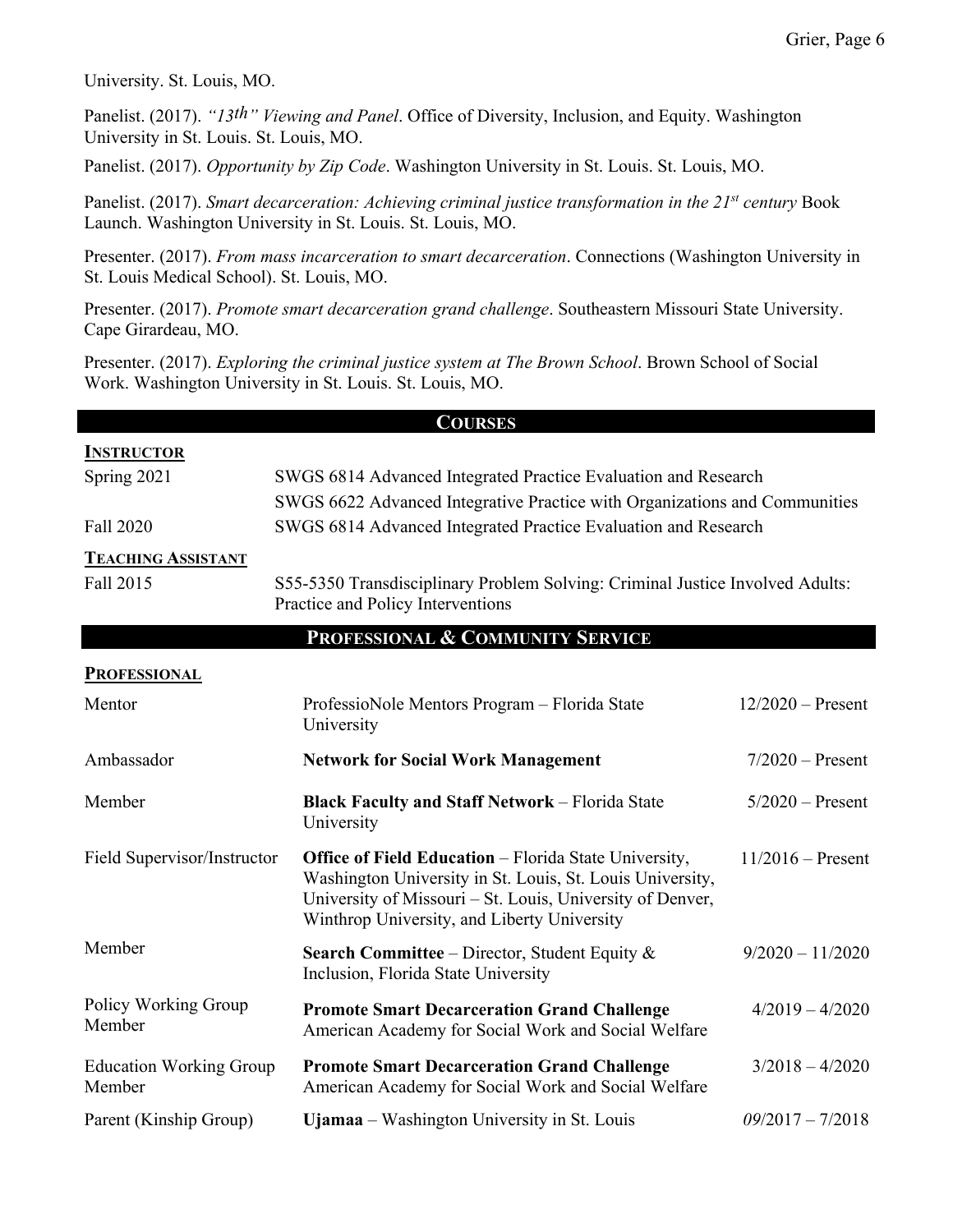University. St. Louis, MO.

Panelist. (2017). *"13th" Viewing and Panel*. Office of Diversity, Inclusion, and Equity. Washington University in St. Louis. St. Louis, MO.

Panelist. (2017). *Opportunity by Zip Code*. Washington University in St. Louis. St. Louis, MO.

Panelist. (2017). *Smart decarceration: Achieving criminal justice transformation in the 21st century* Book Launch. Washington University in St. Louis. St. Louis, MO.

Presenter. (2017). *From mass incarceration to smart decarceration*. Connections (Washington University in St. Louis Medical School). St. Louis, MO.

Presenter. (2017). *Promote smart decarceration grand challenge*. Southeastern Missouri State University. Cape Girardeau, MO.

Presenter. (2017). *Exploring the criminal justice system at The Brown School*. Brown School of Social Work. Washington University in St. Louis. St. Louis, MO.

## COURSES

### INSTRUCTOR

| | |
|---|---|
| Spring 2021 | SWGS 6814 Advanced Integrated Practice Evaluation and Research |
| | SWGS 6622 Advanced Integrative Practice with Organizations and Communities |
| Fall 2020 | SWGS 6814 Advanced Integrated Practice Evaluation and Research |

### TEACHING ASSISTANT

| | |
|---|---|
| Fall 2015 | S55-5350 Transdisciplinary Problem Solving: Criminal Justice Involved Adults: Practice and Policy Interventions |

## PROFESSIONAL & COMMUNITY SERVICE

### PROFESSIONAL

| | | |
|---|---|---|
| Mentor | ProfessioNole Mentors Program – Florida State University | 12/2020 – Present |
| Ambassador | **Network for Social Work Management** | 7/2020 – Present |
| Member | **Black Faculty and Staff Network** – Florida State University | 5/2020 – Present |
| Field Supervisor/Instructor | **Office of Field Education** – Florida State University, Washington University in St. Louis, St. Louis University, University of Missouri – St. Louis, University of Denver, Winthrop University, and Liberty University | 11/2016 – Present |
| Member | **Search Committee** – Director, Student Equity & Inclusion, Florida State University | 9/2020 – 11/2020 |
| Policy Working Group Member | **Promote Smart Decarceration Grand Challenge** American Academy for Social Work and Social Welfare | 4/2019 – 4/2020 |
| Education Working Group Member | **Promote Smart Decarceration Grand Challenge** American Academy for Social Work and Social Welfare | 3/2018 – 4/2020 |
| Parent (Kinship Group) | **Ujamaa** – Washington University in St. Louis | *09*/2017 – 7/2018 |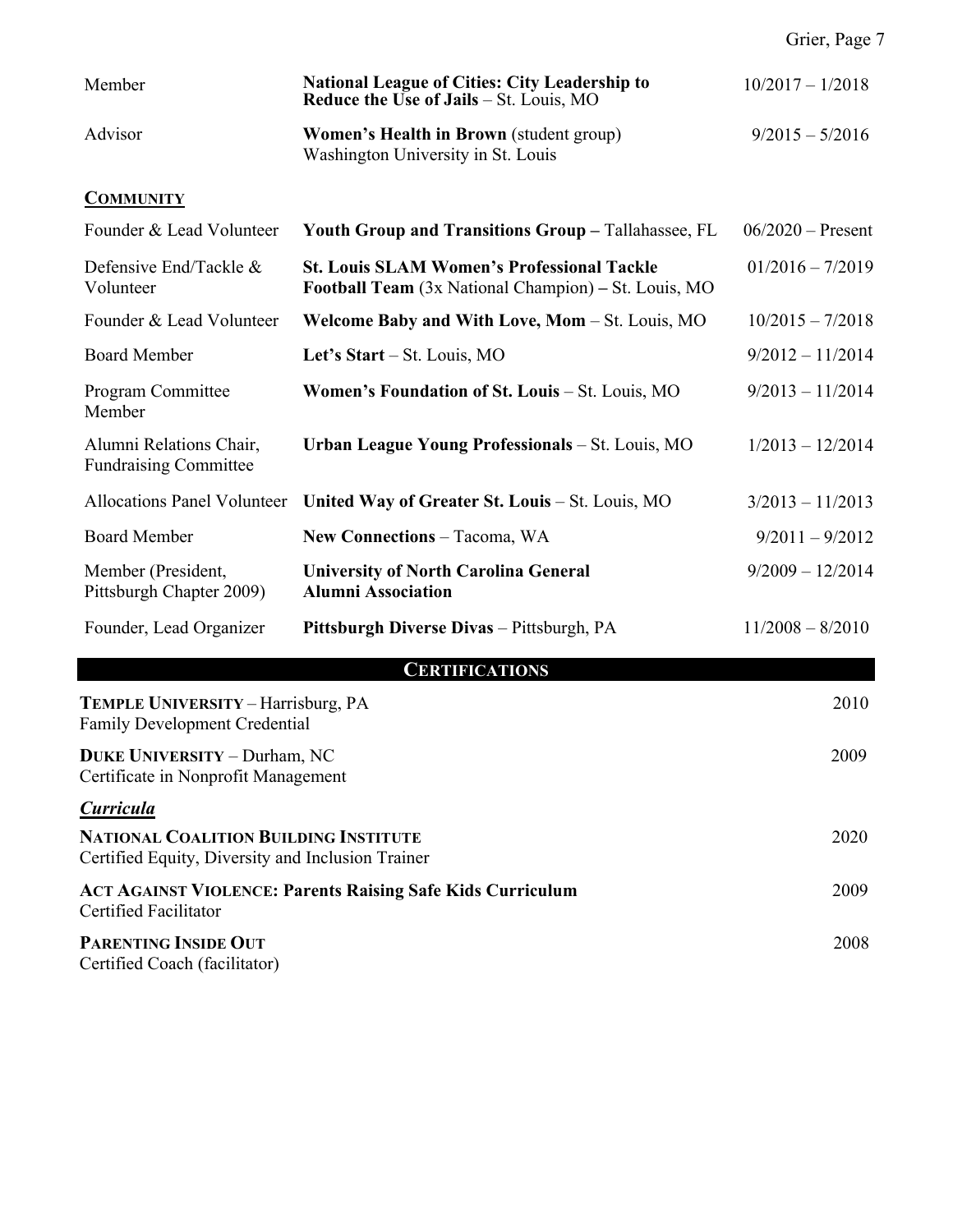| | | |
|---|---|---|
| Member | **National League of Cities: City Leadership to Reduce the Use of Jails** – St. Louis, MO | 10/2017 – 1/2018 |
| Advisor | **Women's Health in Brown** (student group) Washington University in St. Louis | 9/2015 – 5/2016 |

### Community

| | | |
|---|---|---|
| Founder & Lead Volunteer | **Youth Group and Transitions Group –** Tallahassee, FL | 06/2020 – Present |
| Defensive End/Tackle & Volunteer | **St. Louis SLAM Women's Professional Tackle Football Team** (3x National Champion) **–** St. Louis, MO | 01/2016 – 7/2019 |
| Founder & Lead Volunteer | **Welcome Baby and With Love, Mom** – St. Louis, MO | 10/2015 – 7/2018 |
| Board Member | **Let's Start** – St. Louis, MO | 9/2012 – 11/2014 |
| Program Committee Member | **Women's Foundation of St. Louis** – St. Louis, MO | 9/2013 – 11/2014 |
| Alumni Relations Chair, Fundraising Committee | **Urban League Young Professionals** – St. Louis, MO | 1/2013 – 12/2014 |
| Allocations Panel Volunteer | **United Way of Greater St. Louis** – St. Louis, MO | 3/2013 – 11/2013 |
| Board Member | **New Connections** – Tacoma, WA | 9/2011 – 9/2012 |
| Member (President, Pittsburgh Chapter 2009) | **University of North Carolina General Alumni Association** | 9/2009 – 12/2014 |
| Founder, Lead Organizer | **Pittsburgh Diverse Divas** – Pittsburgh, PA | 11/2008 – 8/2010 |

## Certifications

**Temple University** – Harrisburg, PA — 2010
Family Development Credential

**Duke University** – Durham, NC — 2009
Certificate in Nonprofit Management

### *Curricula*

**National Coalition Building Institute** — 2020
Certified Equity, Diversity and Inclusion Trainer

**Act Against Violence: Parents Raising Safe Kids Curriculum** — 2009
Certified Facilitator

**Parenting Inside Out** — 2008
Certified Coach (facilitator)